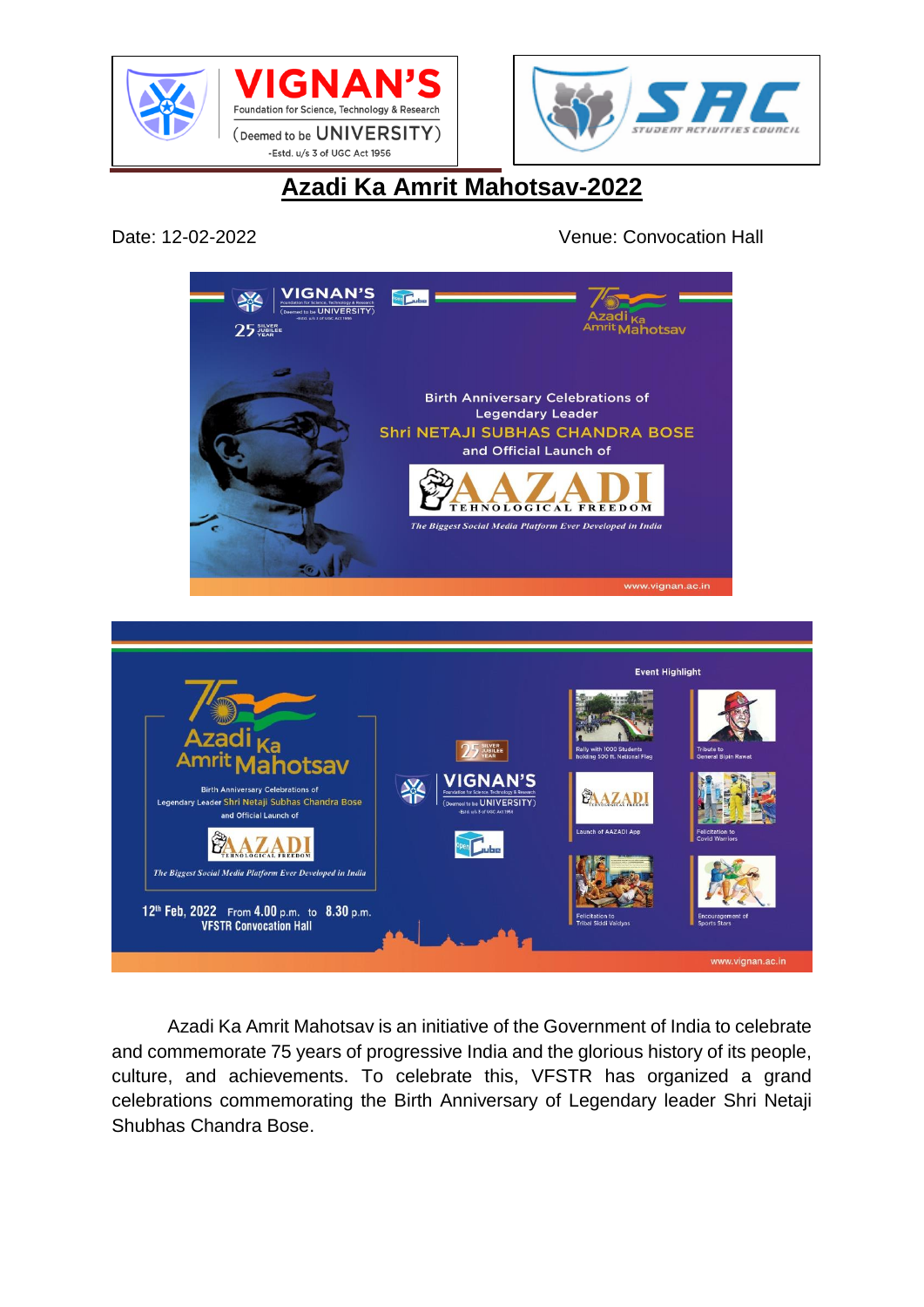# Azadi Ka Amrit Mahotsav-2022

Date: 12-02-2022 Venue: Convocation Hall

Azadi Ka Amrit Mahotsav is an initiative of the Government of India to celebrate and commemorate 75 years of progressive India and the glorious history of its people, culture, and achievements. To celebrate this, VFSTR has organized a grand celebrations commemorating the Birth Anniversary of Legendary leader Shri Netaji Shubhas Chandra Bose.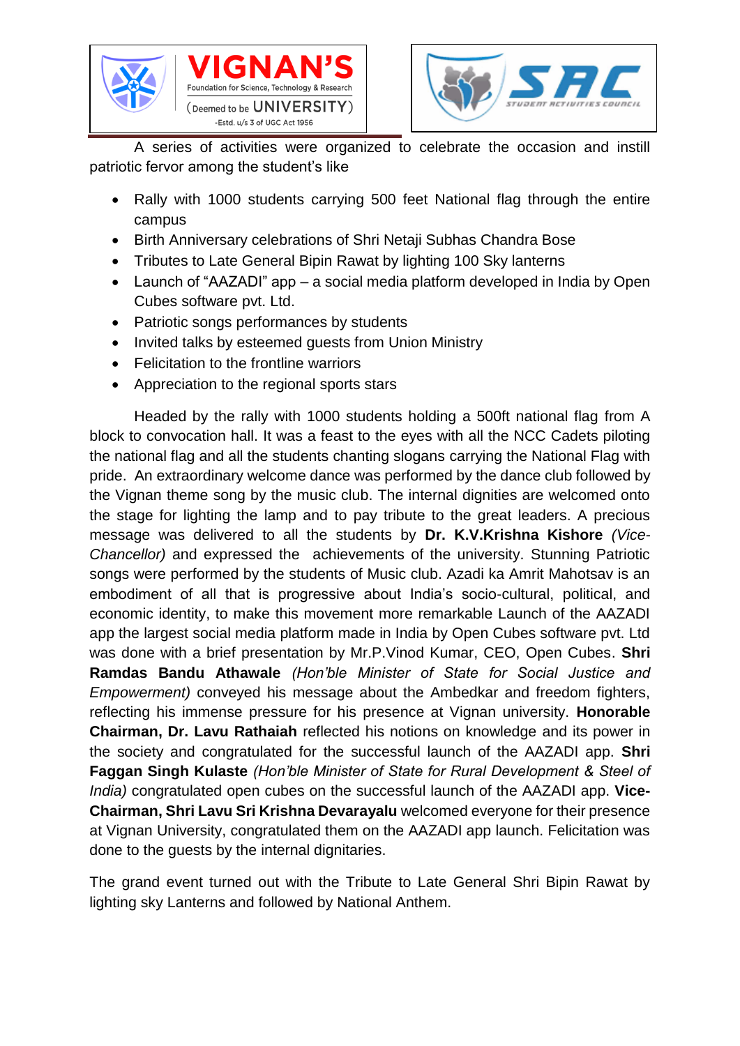A series of activities were organized to celebrate the occasion and instill patriotic fervor among the student's like

- Rally with 1000 students carrying 500 feet National flag through the entire campus
- Birth Anniversary celebrations of Shri Netaji Subhas Chandra Bose
- Tributes to Late General Bipin Rawat by lighting 100 Sky lanterns
- Launch of "AAZADI" app – a social media platform developed in India by Open Cubes software pvt. Ltd.
- Patriotic songs performances by students
- Invited talks by esteemed guests from Union Ministry
- Felicitation to the frontline warriors
- Appreciation to the regional sports stars

Headed by the rally with 1000 students holding a 500ft national flag from A block to convocation hall. It was a feast to the eyes with all the NCC Cadets piloting the national flag and all the students chanting slogans carrying the National Flag with pride. An extraordinary welcome dance was performed by the dance club followed by the Vignan theme song by the music club. The internal dignities are welcomed onto the stage for lighting the lamp and to pay tribute to the great leaders. A precious message was delivered to all the students by **Dr. K.V.Krishna Kishore** *(Vice-Chancellor)* and expressed the achievements of the university. Stunning Patriotic songs were performed by the students of Music club. Azadi ka Amrit Mahotsav is an embodiment of all that is progressive about India's socio-cultural, political, and economic identity, to make this movement more remarkable Launch of the AAZADI app the largest social media platform made in India by Open Cubes software pvt. Ltd was done with a brief presentation by Mr.P.Vinod Kumar, CEO, Open Cubes. **Shri Ramdas Bandu Athawale** *(Hon'ble Minister of State for Social Justice and Empowerment)* conveyed his message about the Ambedkar and freedom fighters, reflecting his immense pressure for his presence at Vignan university. **Honorable Chairman, Dr. Lavu Rathaiah** reflected his notions on knowledge and its power in the society and congratulated for the successful launch of the AAZADI app. **Shri Faggan Singh Kulaste** *(Hon'ble Minister of State for Rural Development & Steel of India)* congratulated open cubes on the successful launch of the AAZADI app. **Vice-Chairman, Shri Lavu Sri Krishna Devarayalu** welcomed everyone for their presence at Vignan University, congratulated them on the AAZADI app launch. Felicitation was done to the guests by the internal dignitaries.

The grand event turned out with the Tribute to Late General Shri Bipin Rawat by lighting sky Lanterns and followed by National Anthem.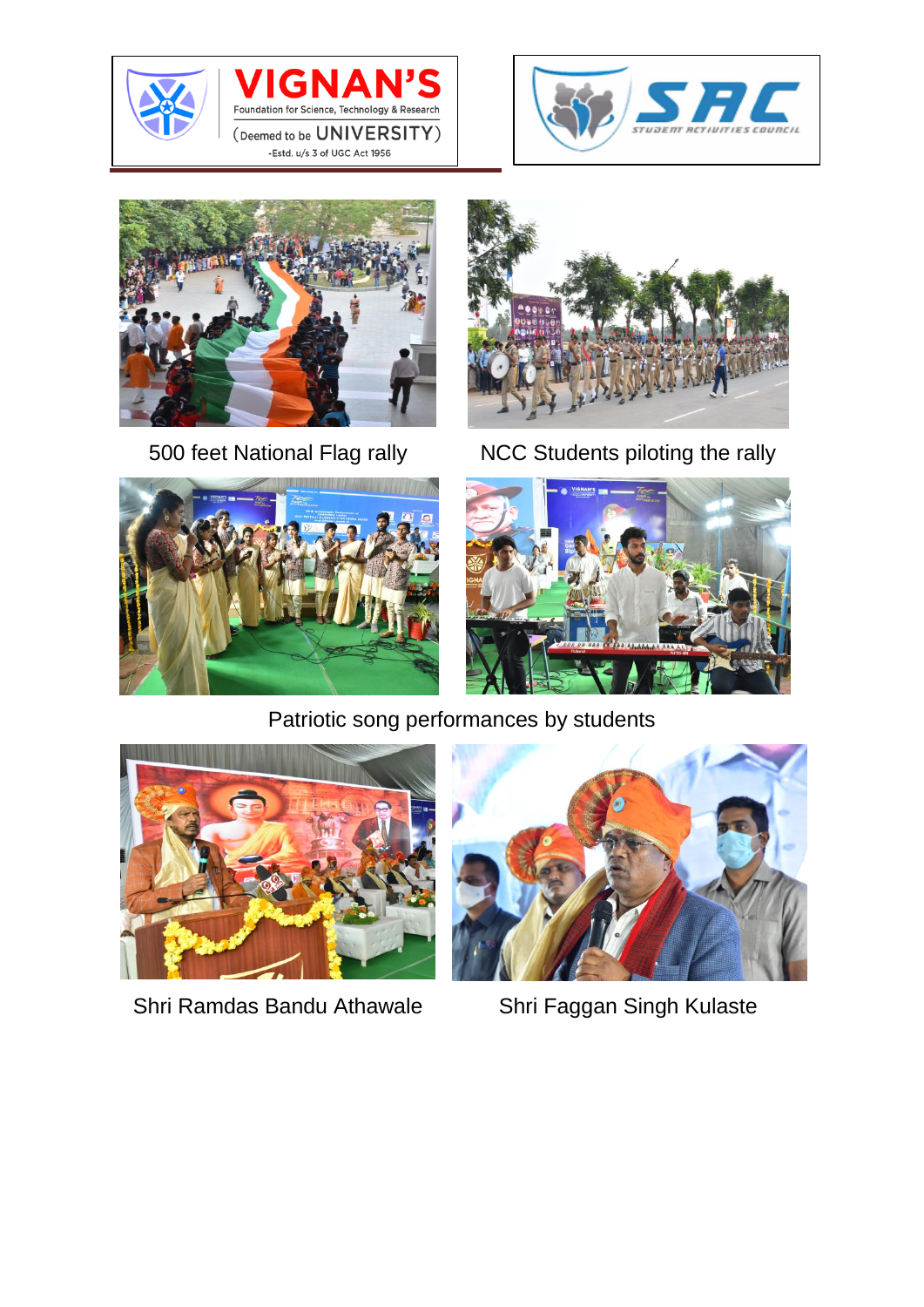500 feet National Flag rally

NCC Students piloting the rally

Patriotic song performances by students

Shri Ramdas Bandu Athawale

Shri Faggan Singh Kulaste